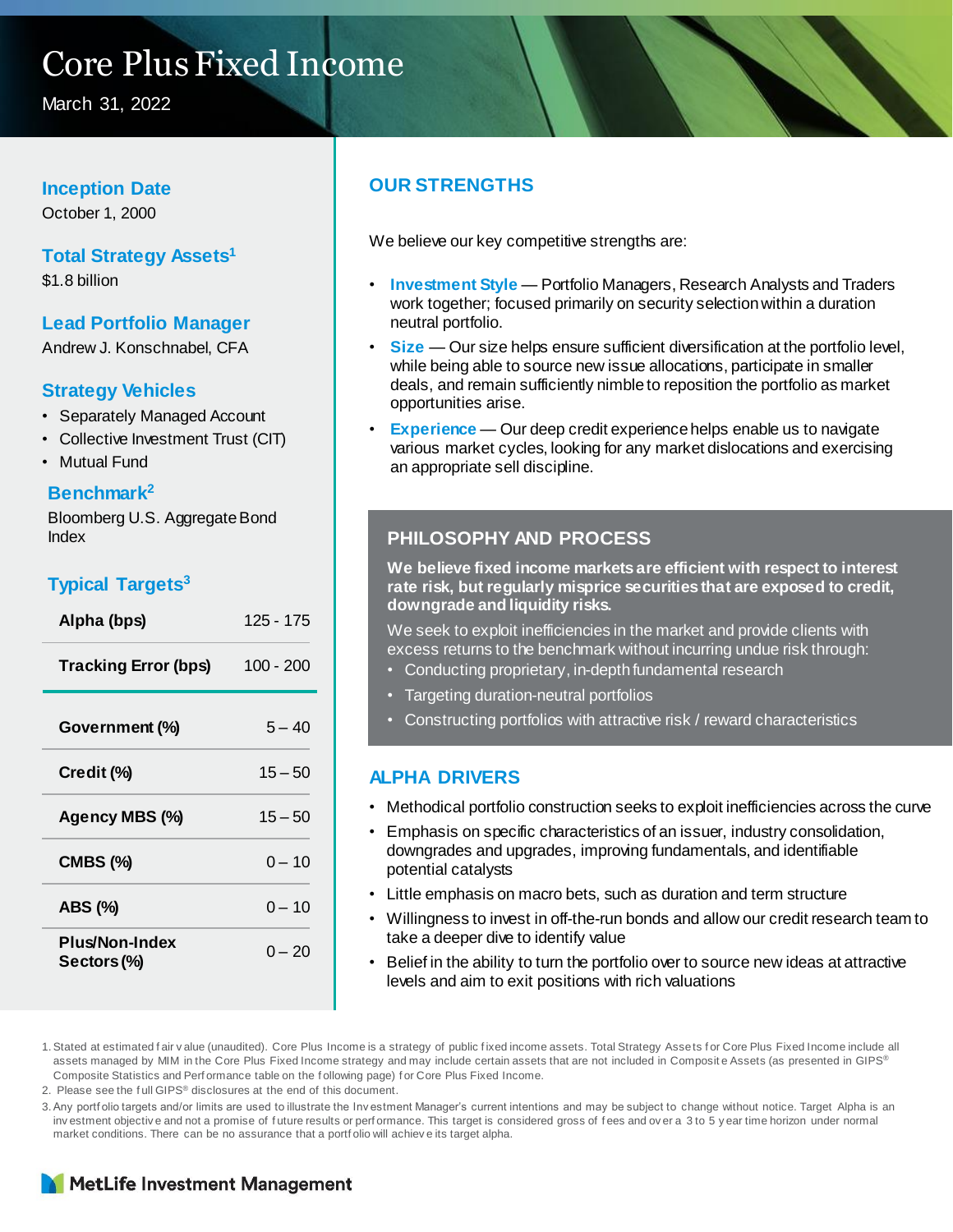# Core Plus Fixed Income

March 31, 2022

### Inception Date

October 1, 2000

### Total Strategy Assets[1]

$1.8 billion

### Lead Portfolio Manager

Andrew J. Konschnabel, CFA

### Strategy Vehicles

- Separately Managed Account
- Collective Investment Trust (CIT)
- Mutual Fund

### Benchmark[2]

Bloomberg U.S. Aggregate Bond Index

### Typical Targets[3]

| | |
|---|---|
| **Alpha (bps)** | 125 - 175 |
| **Tracking Error (bps)** | 100 - 200 |
| **Government (%)** | 5 – 40 |
| **Credit (%)** | 15 – 50 |
| **Agency MBS (%)** | 15 – 50 |
| **CMBS (%)** | 0 – 10 |
| **ABS (%)** | 0 – 10 |
| **Plus/Non-Index Sectors (%)** | 0 – 20 |

## OUR STRENGTHS

We believe our key competitive strengths are:

- **Investment Style** — Portfolio Managers, Research Analysts and Traders work together; focused primarily on security selection within a duration neutral portfolio.
- **Size** — Our size helps ensure sufficient diversification at the portfolio level, while being able to source new issue allocations, participate in smaller deals, and remain sufficiently nimble to reposition the portfolio as market opportunities arise.
- **Experience** — Our deep credit experience helps enable us to navigate various market cycles, looking for any market dislocations and exercising an appropriate sell discipline.

## PHILOSOPHY AND PROCESS

**We believe fixed income markets are efficient with respect to interest rate risk, but regularly misprice securities that are exposed to credit, downgrade and liquidity risks.**

We seek to exploit inefficiencies in the market and provide clients with excess returns to the benchmark without incurring undue risk through:

- Conducting proprietary, in-depth fundamental research
- Targeting duration-neutral portfolios
- Constructing portfolios with attractive risk / reward characteristics

## ALPHA DRIVERS

- Methodical portfolio construction seeks to exploit inefficiencies across the curve
- Emphasis on specific characteristics of an issuer, industry consolidation, downgrades and upgrades, improving fundamentals, and identifiable potential catalysts
- Little emphasis on macro bets, such as duration and term structure
- Willingness to invest in off-the-run bonds and allow our credit research team to take a deeper dive to identify value
- Belief in the ability to turn the portfolio over to source new ideas at attractive levels and aim to exit positions with rich valuations

1. Stated at estimated fair value (unaudited). Core Plus Income is a strategy of public fixed income assets. Total Strategy Assets for Core Plus Fixed Income include all assets managed by MIM in the Core Plus Fixed Income strategy and may include certain assets that are not included in Composite Assets (as presented in GIPS® Composite Statistics and Performance table on the following page) for Core Plus Fixed Income.
2. Please see the full GIPS® disclosures at the end of this document.
3. Any portfolio targets and/or limits are used to illustrate the Investment Manager's current intentions and may be subject to change without notice. Target Alpha is an investment objective and not a promise of future results or performance. This target is considered gross of fees and over a 3 to 5 year time horizon under normal market conditions. There can be no assurance that a portfolio will achieve its target alpha.

MetLife Investment Management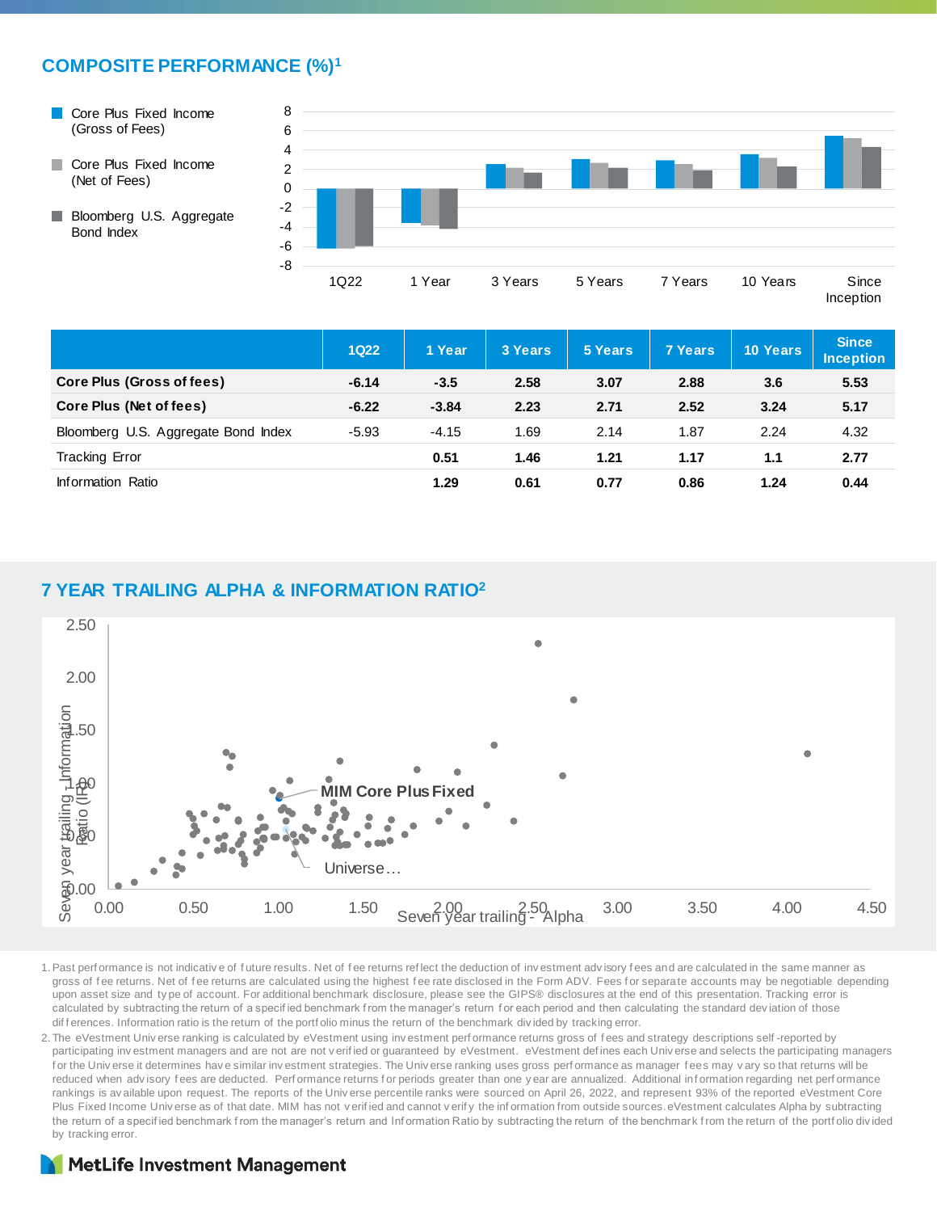## COMPOSITE PERFORMANCE (%)[1]

|  | 1Q22 | 1 Year | 3 Years | 5 Years | 7 Years | 10 Years | Since Inception |
|---|---|---|---|---|---|---|---|
| **Core Plus (Gross of fees)** | **-6.14** | **-3.5** | **2.58** | **3.07** | **2.88** | **3.6** | **5.53** |
| **Core Plus (Net of fees)** | **-6.22** | **-3.84** | **2.23** | **2.71** | **2.52** | **3.24** | **5.17** |
| Bloomberg U.S. Aggregate Bond Index | -5.93 | -4.15 | 1.69 | 2.14 | 1.87 | 2.24 | 4.32 |
| Tracking Error |  | **0.51** | **1.46** | **1.21** | **1.17** | **1.1** | **2.77** |
| Information Ratio |  | **1.29** | **0.61** | **0.77** | **0.86** | **1.24** | **0.44** |

## 7 YEAR TRAILING ALPHA & INFORMATION RATIO[2]

1. Past performance is not indicative of future results. Net of fee returns reflect the deduction of investment advisory fees and are calculated in the same manner as gross of fee returns. Net of fee returns are calculated using the highest fee rate disclosed in the Form ADV. Fees for separate accounts may be negotiable depending upon asset size and type of account. For additional benchmark disclosure, please see the GIPS® disclosures at the end of this presentation. Tracking error is calculated by subtracting the return of a specified benchmark from the manager's return for each period and then calculating the standard deviation of those differences. Information ratio is the return of the portfolio minus the return of the benchmark divided by tracking error.
2. The eVestment Universe ranking is calculated by eVestment using investment performance returns gross of fees and strategy descriptions self-reported by participating investment managers and are not are not verified or guaranteed by eVestment. eVestment defines each Universe and selects the participating managers for the Universe it determines have similar investment strategies. The Universe ranking uses gross performance as manager fees may vary so that returns will be reduced when advisory fees are deducted. Performance returns for periods greater than one year are annualized. Additional information regarding net performance rankings is available upon request. The reports of the Universe percentile ranks were sourced on April 26, 2022, and represent 93% of the reported eVestment Core Plus Fixed Income Universe as of that date. MIM has not verified and cannot verify the information from outside sources. eVestment calculates Alpha by subtracting the return of a specified benchmark from the manager's return and Information Ratio by subtracting the return of the benchmark from the return of the portfolio divided by tracking error.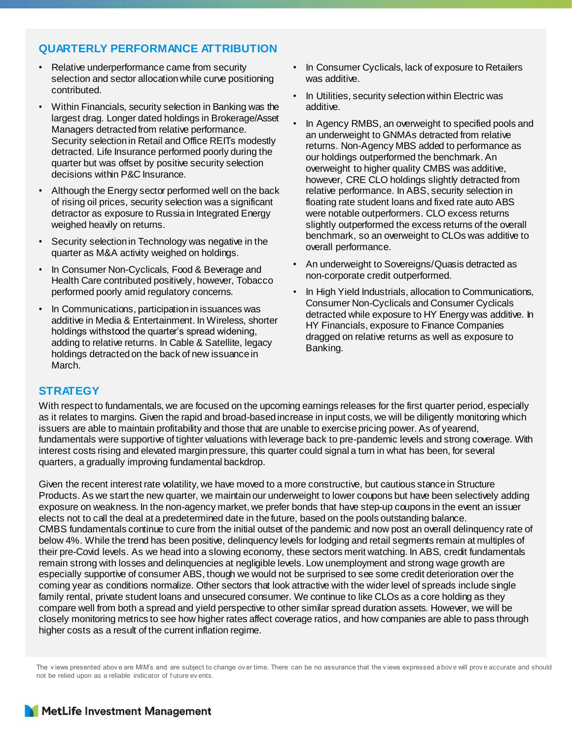## QUARTERLY PERFORMANCE ATTRIBUTION

- Relative underperformance came from security selection and sector allocation while curve positioning contributed.
- Within Financials, security selection in Banking was the largest drag. Longer dated holdings in Brokerage/Asset Managers detracted from relative performance. Security selection in Retail and Office REITs modestly detracted. Life Insurance performed poorly during the quarter but was offset by positive security selection decisions within P&C Insurance.
- Although the Energy sector performed well on the back of rising oil prices, security selection was a significant detractor as exposure to Russia in Integrated Energy weighed heavily on returns.
- Security selection in Technology was negative in the quarter as M&A activity weighed on holdings.
- In Consumer Non-Cyclicals, Food & Beverage and Health Care contributed positively, however, Tobacco performed poorly amid regulatory concerns.
- In Communications, participation in issuances was additive in Media & Entertainment. In Wireless, shorter holdings withstood the quarter's spread widening, adding to relative returns. In Cable & Satellite, legacy holdings detracted on the back of new issuance in March.
- In Consumer Cyclicals, lack of exposure to Retailers was additive.
- In Utilities, security selection within Electric was additive.
- In Agency RMBS, an overweight to specified pools and an underweight to GNMAs detracted from relative returns. Non-Agency MBS added to performance as our holdings outperformed the benchmark. An overweight to higher quality CMBS was additive, however, CRE CLO holdings slightly detracted from relative performance. In ABS, security selection in floating rate student loans and fixed rate auto ABS were notable outperformers. CLO excess returns slightly outperformed the excess returns of the overall benchmark, so an overweight to CLOs was additive to overall performance.
- An underweight to Sovereigns/Quasis detracted as non-corporate credit outperformed.
- In High Yield Industrials, allocation to Communications, Consumer Non-Cyclicals and Consumer Cyclicals detracted while exposure to HY Energy was additive. In HY Financials, exposure to Finance Companies dragged on relative returns as well as exposure to Banking.

## STRATEGY

With respect to fundamentals, we are focused on the upcoming earnings releases for the first quarter period, especially as it relates to margins. Given the rapid and broad-based increase in input costs, we will be diligently monitoring which issuers are able to maintain profitability and those that are unable to exercise pricing power. As of yearend, fundamentals were supportive of tighter valuations with leverage back to pre-pandemic levels and strong coverage. With interest costs rising and elevated margin pressure, this quarter could signal a turn in what has been, for several quarters, a gradually improving fundamental backdrop.

Given the recent interest rate volatility, we have moved to a more constructive, but cautious stance in Structure Products. As we start the new quarter, we maintain our underweight to lower coupons but have been selectively adding exposure on weakness. In the non-agency market, we prefer bonds that have step-up coupons in the event an issuer elects not to call the deal at a predetermined date in the future, based on the pools outstanding balance. CMBS fundamentals continue to cure from the initial outset of the pandemic and now post an overall delinquency rate of below 4%. While the trend has been positive, delinquency levels for lodging and retail segments remain at multiples of their pre-Covid levels. As we head into a slowing economy, these sectors merit watching. In ABS, credit fundamentals remain strong with losses and delinquencies at negligible levels. Low unemployment and strong wage growth are especially supportive of consumer ABS, though we would not be surprised to see some credit deterioration over the coming year as conditions normalize. Other sectors that look attractive with the wider level of spreads include single family rental, private student loans and unsecured consumer. We continue to like CLOs as a core holding as they compare well from both a spread and yield perspective to other similar spread duration assets. However, we will be closely monitoring metrics to see how higher rates affect coverage ratios, and how companies are able to pass through higher costs as a result of the current inflation regime.

The views presented above are MIM's and are subject to change over time. There can be no assurance that the views expressed above will prove accurate and should not be relied upon as a reliable indicator of future events.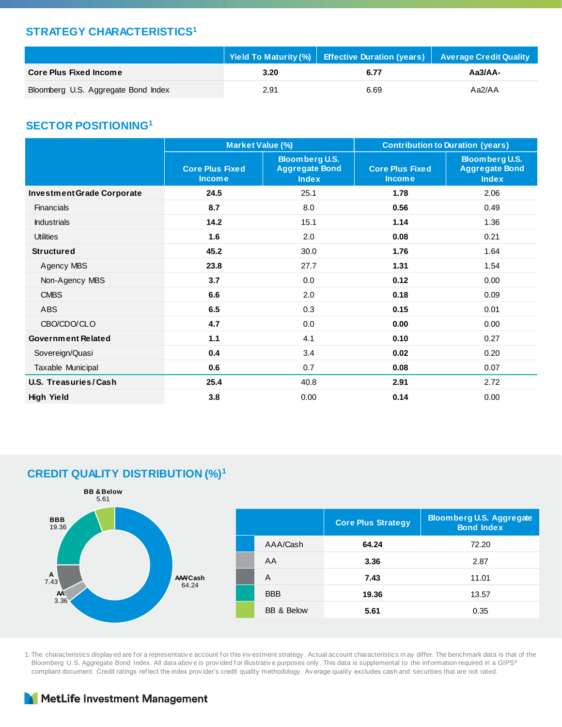## STRATEGY CHARACTERISTICS[1]

| | Yield To Maturity (%) | Effective Duration (years) | Average Credit Quality |
|---|---|---|---|
| **Core Plus Fixed Income** | **3.20** | **6.77** | **Aa3/AA-** |
| Bloomberg U.S. Aggregate Bond Index | 2.91 | 6.69 | Aa2/AA |

## SECTOR POSITIONING[1]

| | Market Value (%) | | Contribution to Duration (years) | |
|---|---|---|---|---|
| | Core Plus Fixed Income | Bloomberg U.S. Aggregate Bond Index | Core Plus Fixed Income | Bloomberg U.S. Aggregate Bond Index |
| **Investment Grade Corporate** | **24.5** | 25.1 | **1.78** | 2.06 |
| Financials | **8.7** | 8.0 | **0.56** | 0.49 |
| Industrials | **14.2** | 15.1 | **1.14** | 1.36 |
| Utilities | **1.6** | 2.0 | **0.08** | 0.21 |
| **Structured** | **45.2** | 30.0 | **1.76** | 1.64 |
| Agency MBS | **23.8** | 27.7 | **1.31** | 1.54 |
| Non-Agency MBS | **3.7** | 0.0 | **0.12** | 0.00 |
| CMBS | **6.6** | 2.0 | **0.18** | 0.09 |
| ABS | **6.5** | 0.3 | **0.15** | 0.01 |
| CBO/CDO/CLO | **4.7** | 0.0 | **0.00** | 0.00 |
| **Government Related** | **1.1** | 4.1 | **0.10** | 0.27 |
| Sovereign/Quasi | **0.4** | 3.4 | **0.02** | 0.20 |
| Taxable Municipal | **0.6** | 0.7 | **0.08** | 0.07 |
| **U.S. Treasuries / Cash** | **25.4** | 40.8 | **2.91** | 2.72 |
| **High Yield** | **3.8** | 0.00 | **0.14** | 0.00 |

## CREDIT QUALITY DISTRIBUTION (%)[1]

| | Core Plus Strategy | Bloomberg U.S. Aggregate Bond Index |
|---|---|---|
| AAA/Cash | **64.24** | 72.20 |
| AA | **3.36** | 2.87 |
| A | **7.43** | 11.01 |
| BBB | **19.36** | 13.57 |
| BB & Below | **5.61** | 0.35 |

1. The characteristics displayed are for a representative account for this investment strategy. Actual account characteristics may differ. The benchmark data is that of the Bloomberg U.S. Aggregate Bond Index. All data above is provided for illustrative purposes only. This data is supplemental to the information required in a GIPS® compliant document. Credit ratings reflect the index provider's credit quality methodology. Average quality excludes cash and securities that are not rated.

MetLife Investment Management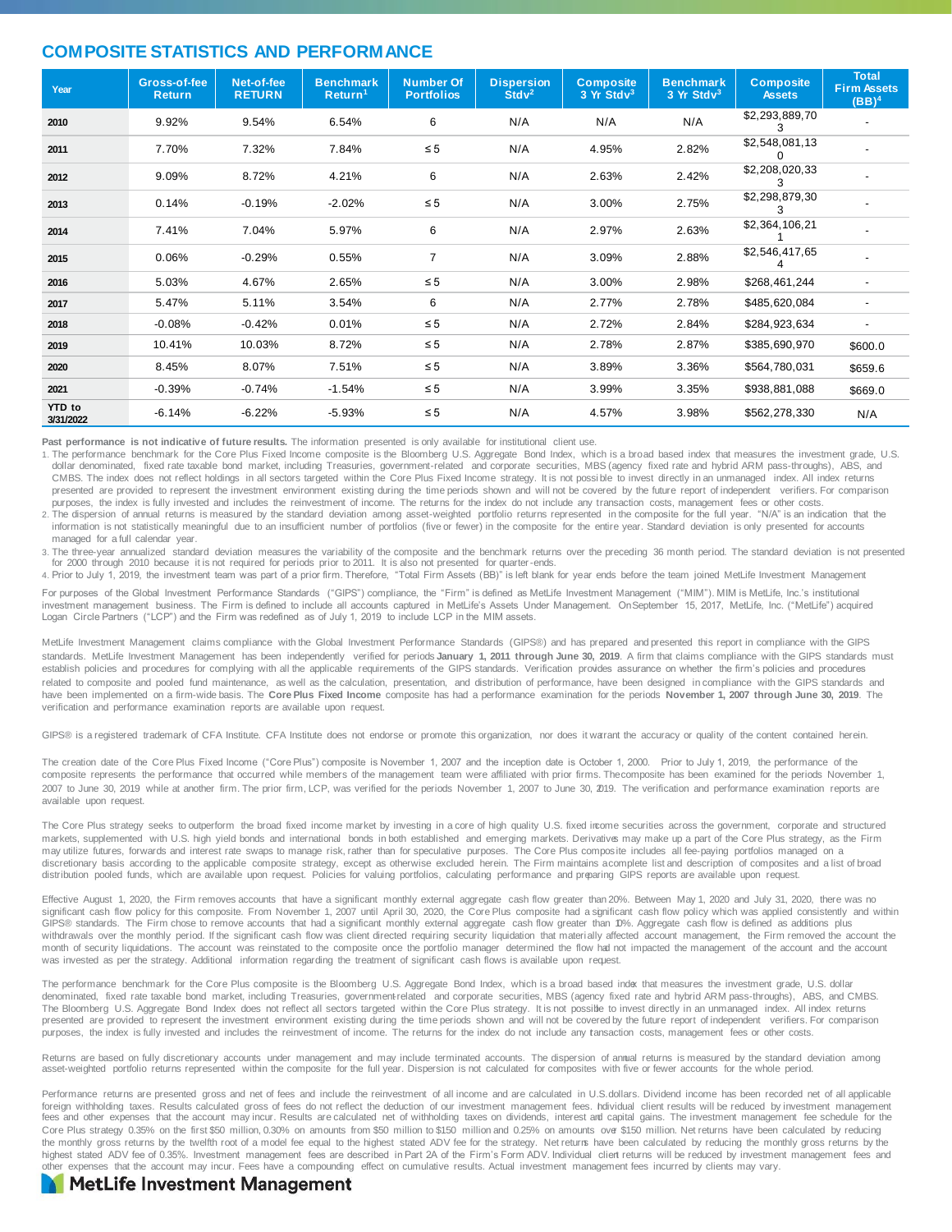## COMPOSITE STATISTICS AND PERFORMANCE

| Year | Gross-of-fee Return | Net-of-fee RETURN | Benchmark Return[1] | Number Of Portfolios | Dispersion Stdv[2] | Composite 3 Yr Stdv[3] | Benchmark 3 Yr Stdv[3] | Composite Assets | Total Firm Assets (BB)[4] |
|---|---|---|---|---|---|---|---|---|---|
| 2010 | 9.92% | 9.54% | 6.54% | 6 | N/A | N/A | N/A | $2,293,889,703 | - |
| 2011 | 7.70% | 7.32% | 7.84% | ≤ 5 | N/A | 4.95% | 2.82% | $2,548,081,130 | - |
| 2012 | 9.09% | 8.72% | 4.21% | 6 | N/A | 2.63% | 2.42% | $2,208,020,333 | - |
| 2013 | 0.14% | -0.19% | -2.02% | ≤ 5 | N/A | 3.00% | 2.75% | $2,298,879,303 | - |
| 2014 | 7.41% | 7.04% | 5.97% | 6 | N/A | 2.97% | 2.63% | $2,364,106,211 | - |
| 2015 | 0.06% | -0.29% | 0.55% | 7 | N/A | 3.09% | 2.88% | $2,546,417,654 | - |
| 2016 | 5.03% | 4.67% | 2.65% | ≤ 5 | N/A | 3.00% | 2.98% | $268,461,244 | - |
| 2017 | 5.47% | 5.11% | 3.54% | 6 | N/A | 2.77% | 2.78% | $485,620,084 | - |
| 2018 | -0.08% | -0.42% | 0.01% | ≤ 5 | N/A | 2.72% | 2.84% | $284,923,634 | - |
| 2019 | 10.41% | 10.03% | 8.72% | ≤ 5 | N/A | 2.78% | 2.87% | $385,690,970 | $600.0 |
| 2020 | 8.45% | 8.07% | 7.51% | ≤ 5 | N/A | 3.89% | 3.36% | $564,780,031 | $659.6 |
| 2021 | -0.39% | -0.74% | -1.54% | ≤ 5 | N/A | 3.99% | 3.35% | $938,881,088 | $669.0 |
| YTD to 3/31/2022 | -6.14% | -6.22% | -5.93% | ≤ 5 | N/A | 4.57% | 3.98% | $562,278,330 | N/A |

**Past performance is not indicative of future results.** The information presented is only available for institutional client use.

1. The performance benchmark for the Core Plus Fixed Income composite is the Bloomberg U.S. Aggregate Bond Index, which is a broad based index that measures the investment grade, U.S. dollar denominated, fixed rate taxable bond market, including Treasuries, government-related and corporate securities, MBS (agency fixed rate and hybrid ARM pass-throughs), ABS, and CMBS. The index does not reflect holdings in all sectors targeted within the Core Plus Fixed Income strategy. It is not possible to invest directly in an unmanaged index. All index returns presented are provided to represent the investment environment existing during the time periods shown and will not be covered by the future report of independent verifiers. For comparison purposes, the index is fully invested and includes the reinvestment of income. The returns for the index do not include any transaction costs, management fees or other costs.
2. The dispersion of annual returns is measured by the standard deviation among asset-weighted portfolio returns represented in the composite for the full year. "N/A" is an indication that the information is not statistically meaningful due to an insufficient number of portfolios (five or fewer) in the composite for the entire year. Standard deviation is only presented for accounts managed for a full calendar year.
3. The three-year annualized standard deviation measures the variability of the composite and the benchmark returns over the preceding 36 month period. The standard deviation is not presented for 2000 through 2010 because it is not required for periods prior to 2011. It is also not presented for quarter-ends.
4. Prior to July 1, 2019, the investment team was part of a prior firm. Therefore, "Total Firm Assets (BB)" is left blank for year ends before the team joined MetLife Investment Management

For purposes of the Global Investment Performance Standards ("GIPS") compliance, the "Firm" is defined as MetLife Investment Management ("MIM"). MIM is MetLife, Inc.'s institutional investment management business. The Firm is defined to include all accounts captured in MetLife's Assets Under Management. On September 15, 2017, MetLife, Inc. ("MetLife") acquired Logan Circle Partners ("LCP") and the Firm was redefined as of July 1, 2019 to include LCP in the MIM assets.

MetLife Investment Management claims compliance with the Global Investment Performance Standards (GIPS®) and has prepared and presented this report in compliance with the GIPS standards. MetLife Investment Management has been independently verified for periods **January 1, 2011 through June 30, 2019**. A firm that claims compliance with the GIPS standards must establish policies and procedures for complying with all the applicable requirements of the GIPS standards. Verification provides assurance on whether the firm's policies and procedures related to composite and pooled fund maintenance, as well as the calculation, presentation, and distribution of performance, have been designed in compliance with the GIPS standards and have been implemented on a firm-wide basis. The **Core Plus Fixed Income** composite has had a performance examination for the periods **November 1, 2007 through June 30, 2019**. The verification and performance examination reports are available upon request.

GIPS® is a registered trademark of CFA Institute. CFA Institute does not endorse or promote this organization, nor does it warrant the accuracy or quality of the content contained herein.

The creation date of the Core Plus Fixed Income ("Core Plus") composite is November 1, 2007 and the inception date is October 1, 2000. Prior to July 1, 2019, the performance of the composite represents the performance that occurred while members of the management team were affiliated with prior firms. The composite has been examined for the periods November 1, 2007 to June 30, 2019 while at another firm. The prior firm, LCP, was verified for the periods November 1, 2007 to June 30, 2019. The verification and performance examination reports are available upon request.

The Core Plus strategy seeks to outperform the broad fixed income market by investing in a core of high quality U.S. fixed income securities across the government, corporate and structured markets, supplemented with U.S. high yield bonds and international bonds in both established and emerging markets. Derivatives may make up a part of the Core Plus strategy, as the Firm may utilize futures, forwards and interest rate swaps to manage risk, rather than for speculative purposes. The Core Plus composite includes all fee-paying portfolios managed on a discretionary basis according to the applicable composite strategy, except as otherwise excluded herein. The Firm maintains a complete list and description of composites and a list of broad distribution pooled funds, which are available upon request. Policies for valuing portfolios, calculating performance and preparing GIPS reports are available upon request.

Effective August 1, 2020, the Firm removes accounts that have a significant monthly external aggregate cash flow greater than 20%. Between May 1, 2020 and July 31, 2020, there was no significant cash flow policy for this composite. From November 1, 2007 until April 30, 2020, the Core Plus composite had a significant cash flow policy which was applied consistently and within GIPS® standards. The Firm chose to remove accounts that had a significant monthly external aggregate cash flow greater than 10%. Aggregate cash flow is defined as additions plus withdrawals over the monthly period. If the significant cash flow was client directed requiring security liquidation that materially affected account management, the Firm removed the account the month of security liquidations. The account was reinstated to the composite once the portfolio manager determined the flow had not impacted the management of the account and the account was invested as per the strategy. Additional information regarding the treatment of significant cash flows is available upon request.

The performance benchmark for the Core Plus composite is the Bloomberg U.S. Aggregate Bond Index, which is a broad based index that measures the investment grade, U.S. dollar denominated, fixed rate taxable bond market, including Treasuries, government-related and corporate securities, MBS (agency fixed rate and hybrid ARM pass-throughs), ABS, and CMBS. The Bloomberg U.S. Aggregate Bond Index does not reflect all sectors targeted within the Core Plus strategy. It is not possible to invest directly in an unmanaged index. All index returns presented are provided to represent the investment environment existing during the time periods shown and will not be covered by the future report of independent verifiers. For comparison purposes, the index is fully invested and includes the reinvestment of income. The returns for the index do not include any transaction costs, management fees or other costs.

Returns are based on fully discretionary accounts under management and may include terminated accounts. The dispersion of annual returns is measured by the standard deviation among asset-weighted portfolio returns represented within the composite for the full year. Dispersion is not calculated for composites with five or fewer accounts for the whole period.

Performance returns are presented gross and net of fees and include the reinvestment of all income and are calculated in U.S. dollars. Dividend income has been recorded net of all applicable foreign withholding taxes. Results calculated gross of fees do not reflect the deduction of our investment management fees. Individual client results will be reduced by investment management fees and other expenses that the account may incur. Results are calculated net of withholding taxes on dividends, interest and capital gains. The investment management fee schedule for the Core Plus strategy 0.35% on the first $50 million, 0.30% on amounts from $50 million to $150 million and 0.25% on amounts over $150 million. Net returns have been calculated by reducing the monthly gross returns by the twelfth root of a model fee equal to the highest stated ADV fee for the strategy. Net returns have been calculated by reducing the monthly gross returns by the highest stated ADV fee of 0.35%. Investment management fees are described in Part 2A of the Firm's Form ADV. Individual client returns will be reduced by investment management fees and other expenses that the account may incur. Fees have a compounding effect on cumulative results. Actual investment management fees incurred by clients may vary.

MetLife Investment Management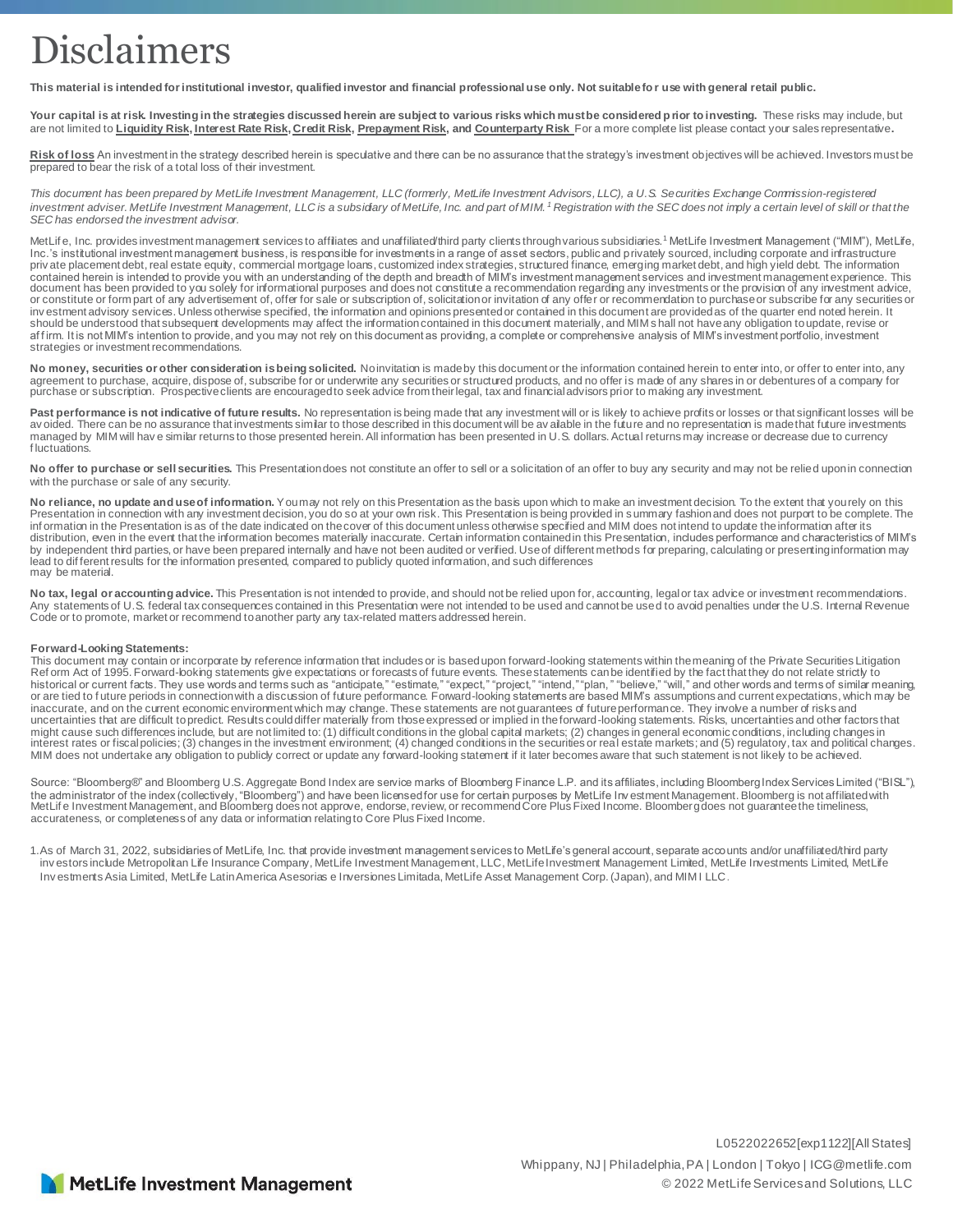# Disclaimers

**This material is intended for institutional investor, qualified investor and financial professional use only. Not suitable for use with general retail public.**

**Your capital is at risk. Investing in the strategies discussed herein are subject to various risks which must be considered prior to investing.** These risks may include, but are not limited to **Liquidity Risk, Interest Rate Risk, Credit Risk, Prepayment Risk,** and **Counterparty Risk** For a more complete list please contact your sales representative**.**

**Risk of loss** An investment in the strategy described herein is speculative and there can be no assurance that the strategy's investment objectives will be achieved. Investors must be prepared to bear the risk of a total loss of their investment.

*This document has been prepared by MetLife Investment Management, LLC (formerly, MetLife Investment Advisors, LLC), a U.S. Securities Exchange Commission-registered investment adviser. MetLife Investment Management, LLC is a subsidiary of MetLife, Inc. and part of MIM.[1] Registration with the SEC does not imply a certain level of skill or that the SEC has endorsed the investment advisor.*

MetLife, Inc. provides investment management services to affiliates and unaffiliated/third party clients through various subsidiaries.[1] MetLife Investment Management ("MIM"), MetLife, Inc.'s institutional investment management business, is responsible for investments in a range of asset sectors, public and privately sourced, including corporate and infrastructure private placement debt, real estate equity, commercial mortgage loans, customized index strategies, structured finance, emerging market debt, and high yield debt. The information contained herein is intended to provide you with an understanding of the depth and breadth of MIM's investment management services and investment management experience. This document has been provided to you solely for informational purposes and does not constitute a recommendation regarding any investments or the provision of any investment advice, or constitute or form part of any advertisement of, offer for sale or subscription of, solicitation or invitation of any offer or recommendation to purchase or subscribe for any securities or investment advisory services. Unless otherwise specified, the information and opinions presented or contained in this document are provided as of the quarter end noted herein. It should be understood that subsequent developments may affect the information contained in this document materially, and MIM shall not have any obligation to update, revise or affirm. It is not MIM's intention to provide, and you may not rely on this document as providing, a complete or comprehensive analysis of MIM's investment portfolio, investment strategies or investment recommendations.

**No money, securities or other consideration is being solicited.** No invitation is made by this document or the information contained herein to enter into, or offer to enter into, any agreement to purchase, acquire, dispose of, subscribe for or underwrite any securities or structured products, and no offer is made of any shares in or debentures of a company for purchase or subscription. Prospective clients are encouraged to seek advice from their legal, tax and financial advisors prior to making any investment.

**Past performance is not indicative of future results.** No representation is being made that any investment will or is likely to achieve profits or losses or that significant losses will be avoided. There can be no assurance that investments similar to those described in this document will be available in the future and no representation is made that future investments managed by MIM will have similar returns to those presented herein. All information has been presented in U.S. dollars. Actual returns may increase or decrease due to currency fluctuations.

**No offer to purchase or sell securities.** This Presentation does not constitute an offer to sell or a solicitation of an offer to buy any security and may not be relied upon in connection with the purchase or sale of any security.

**No reliance, no update and use of information.** You may not rely on this Presentation as the basis upon which to make an investment decision. To the extent that you rely on this Presentation in connection with any investment decision, you do so at your own risk. This Presentation is being provided in summary fashion and does not purport to be complete. The information in the Presentation is as of the date indicated on the cover of this document unless otherwise specified and MIM does not intend to update the information after its distribution, even in the event that the information becomes materially inaccurate. Certain information contained in this Presentation, includes performance and characteristics of MIM's by independent third parties, or have been prepared internally and have not been audited or verified. Use of different methods for preparing, calculating or presenting information may lead to different results for the information presented, compared to publicly quoted information, and such differences may be material.

**No tax, legal or accounting advice.** This Presentation is not intended to provide, and should not be relied upon for, accounting, legal or tax advice or investment recommendations. Any statements of U.S. federal tax consequences contained in this Presentation were not intended to be used and cannot be used to avoid penalties under the U.S. Internal Revenue Code or to promote, market or recommend to another party any tax-related matters addressed herein.

**Forward-Looking Statements:**
This document may contain or incorporate by reference information that includes or is based upon forward-looking statements within the meaning of the Private Securities Litigation Reform Act of 1995. Forward-looking statements give expectations or forecasts of future events. These statements can be identified by the fact that they do not relate strictly to historical or current facts. They use words and terms such as "anticipate," "estimate," "expect," "project," "intend," "plan," "believe," "will," and other words and terms of similar meaning, or are tied to future periods in connection with a discussion of future performance. Forward-looking statements are based MIM's assumptions and current expectations, which may be inaccurate, and on the current economic environment which may change. These statements are not guarantees of future performance. They involve a number of risks and uncertainties that are difficult to predict. Results could differ materially from those expressed or implied in the forward-looking statements. Risks, uncertainties and other factors that might cause such differences include, but are not limited to: (1) difficult conditions in the global capital markets; (2) changes in general economic conditions, including changes in interest rates or fiscal policies; (3) changes in the investment environment; (4) changed conditions in the securities or real estate markets; and (5) regulatory, tax and political changes. MIM does not undertake any obligation to publicly correct or update any forward-looking statement if it later becomes aware that such statement is not likely to be achieved.

Source: "Bloomberg®" and Bloomberg U.S. Aggregate Bond Index are service marks of Bloomberg Finance L.P. and its affiliates, including Bloomberg Index Services Limited ("BISL"), the administrator of the index (collectively, "Bloomberg") and have been licensed for use for certain purposes by MetLife Investment Management. Bloomberg is not affiliated with MetLife Investment Management, and Bloomberg does not approve, endorse, review, or recommend Core Plus Fixed Income. Bloomberg does not guarantee the timeliness, accurateness, or completeness of any data or information relating to Core Plus Fixed Income.

1. As of March 31, 2022, subsidiaries of MetLife, Inc. that provide investment management services to MetLife's general account, separate accounts and/or unaffiliated/third party investors include Metropolitan Life Insurance Company, MetLife Investment Management, LLC, MetLife Investment Management Limited, MetLife Investments Limited, MetLife Investments Asia Limited, MetLife Latin America Asesorias e Inversiones Limitada, MetLife Asset Management Corp. (Japan), and MIM I LLC.

L0522022652[exp1122][All States]

Whippany, NJ | Philadelphia, PA | London | Tokyo | ICG@metlife.com

MetLife Investment Management

© 2022 MetLife Services and Solutions, LLC